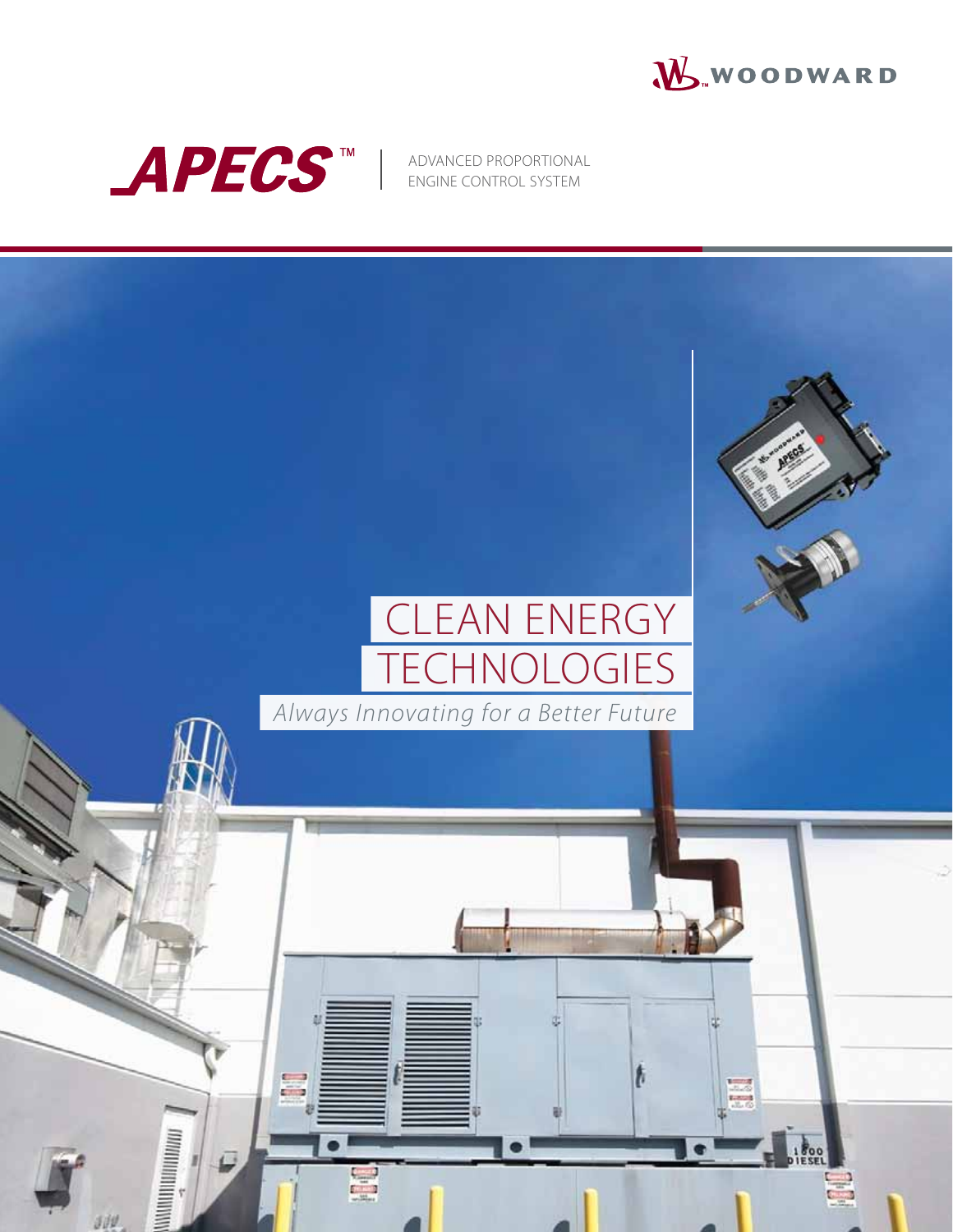WOODWARD

# APECS™

ADVANCED PROPORTIONAL ENGINE CONTROL SYSTEM

# CLEAN ENERGY TECHNOLOGIES

*Always Innovating for a Better Future*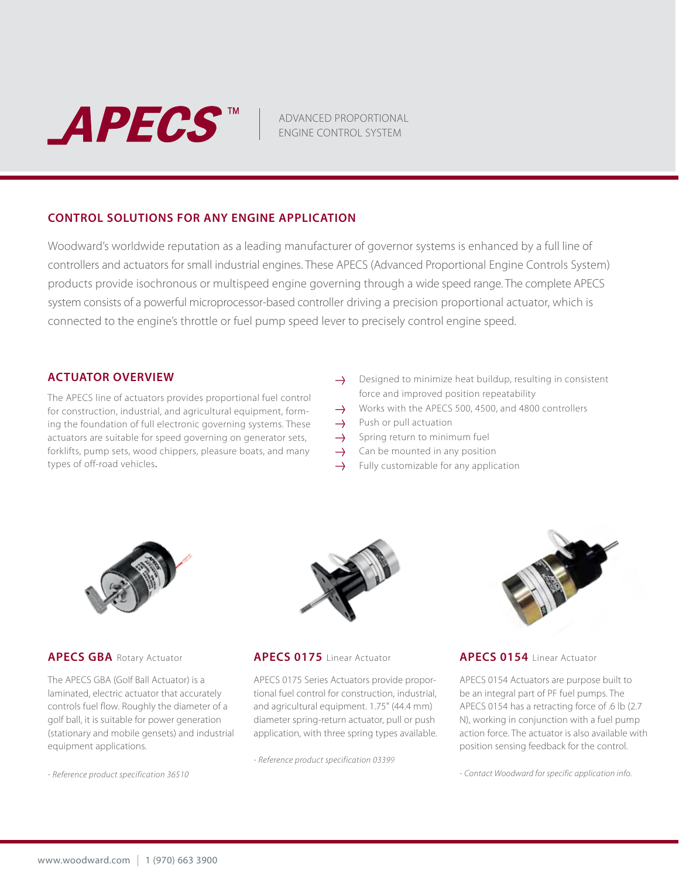# APECS™

ADVANCED PROPORTIONAL ENGINE CONTROL SYSTEM

## CONTROL SOLUTIONS FOR ANY ENGINE APPLICATION

Woodward's worldwide reputation as a leading manufacturer of governor systems is enhanced by a full line of controllers and actuators for small industrial engines. These APECS (Advanced Proportional Engine Controls System) products provide isochronous or multispeed engine governing through a wide speed range. The complete APECS system consists of a powerful microprocessor-based controller driving a precision proportional actuator, which is connected to the engine's throttle or fuel pump speed lever to precisely control engine speed.

## ACTUATOR OVERVIEW

The APECS line of actuators provides proportional fuel control for construction, industrial, and agricultural equipment, forming the foundation of full electronic governing systems. These actuators are suitable for speed governing on generator sets, forklifts, pump sets, wood chippers, pleasure boats, and many types of off-road vehicles.

- Designed to minimize heat buildup, resulting in consistent force and improved position repeatability
- Works with the APECS 500, 4500, and 4800 controllers
- Push or pull actuation
- Spring return to minimum fuel
- Can be mounted in any position
- Fully customizable for any application

### APECS GBA Rotary Actuator

The APECS GBA (Golf Ball Actuator) is a laminated, electric actuator that accurately controls fuel flow. Roughly the diameter of a golf ball, it is suitable for power generation (stationary and mobile gensets) and industrial equipment applications.

*- Reference product specification 36510*

### APECS 0175 Linear Actuator

APECS 0175 Series Actuators provide proportional fuel control for construction, industrial, and agricultural equipment. 1.75" (44.4 mm) diameter spring-return actuator, pull or push application, with three spring types available.

*- Reference product specification 03399*

### APECS 0154 Linear Actuator

APECS 0154 Actuators are purpose built to be an integral part of PF fuel pumps. The APECS 0154 has a retracting force of .6 lb (2.7 N), working in conjunction with a fuel pump action force. The actuator is also available with position sensing feedback for the control.

*- Contact Woodward for specific application info.*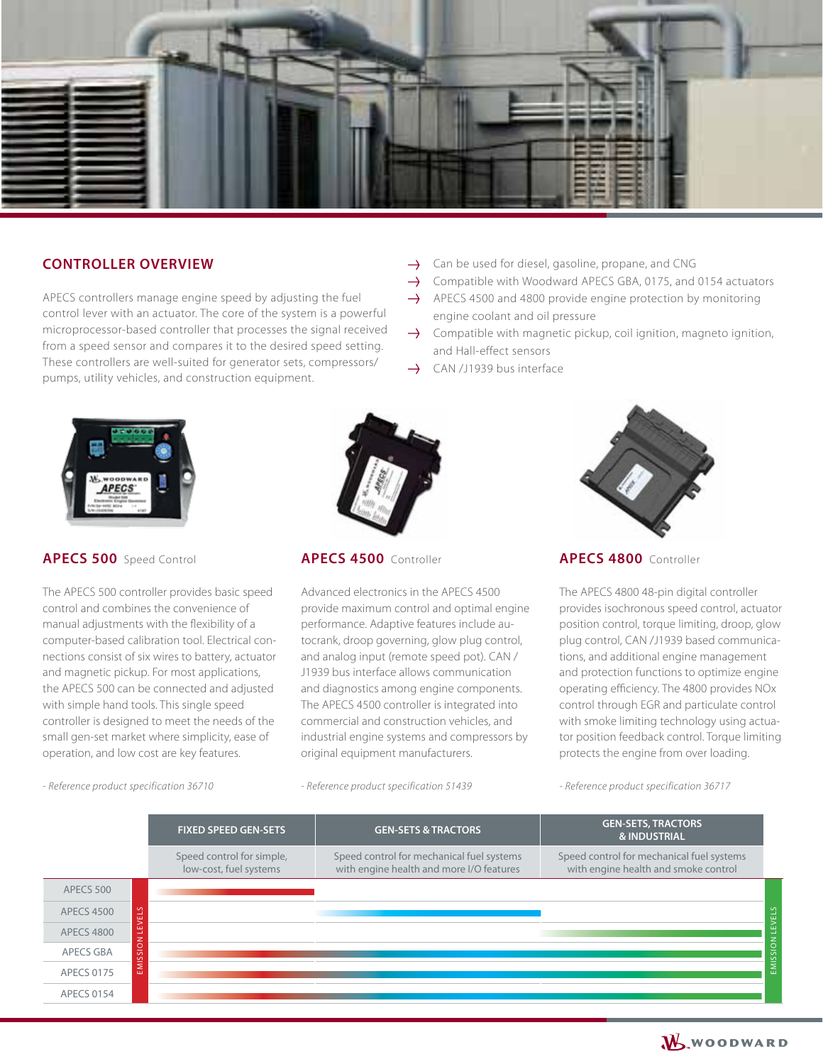## CONTROLLER OVERVIEW

APECS controllers manage engine speed by adjusting the fuel control lever with an actuator. The core of the system is a powerful microprocessor-based controller that processes the signal received from a speed sensor and compares it to the desired speed setting. These controllers are well-suited for generator sets, compressors/pumps, utility vehicles, and construction equipment.

- Can be used for diesel, gasoline, propane, and CNG
- Compatible with Woodward APECS GBA, 0175, and 0154 actuators
- APECS 4500 and 4800 provide engine protection by monitoring engine coolant and oil pressure
- Compatible with magnetic pickup, coil ignition, magneto ignition, and Hall-effect sensors
- CAN /J1939 bus interface

### APECS 500 Speed Control

The APECS 500 controller provides basic speed control and combines the convenience of manual adjustments with the flexibility of a computer-based calibration tool. Electrical connections consist of six wires to battery, actuator and magnetic pickup. For most applications, the APECS 500 can be connected and adjusted with simple hand tools. This single speed controller is designed to meet the needs of the small gen-set market where simplicity, ease of operation, and low cost are key features.

*- Reference product specification 36710*

### APECS 4500 Controller

Advanced electronics in the APECS 4500 provide maximum control and optimal engine performance. Adaptive features include autocrank, droop governing, glow plug control, and analog input (remote speed pot). CAN / J1939 bus interface allows communication and diagnostics among engine components. The APECS 4500 controller is integrated into commercial and construction vehicles, and industrial engine systems and compressors by original equipment manufacturers.

*- Reference product specification 51439*

### APECS 4800 Controller

The APECS 4800 48-pin digital controller provides isochronous speed control, actuator position control, torque limiting, droop, glow plug control, CAN /J1939 based communications, and additional engine management and protection functions to optimize engine operating efficiency. The 4800 provides NOx control through EGR and particulate control with smoke limiting technology using actuator position feedback control. Torque limiting protects the engine from over loading.

*- Reference product specification 36717*

| | FIXED SPEED GEN-SETS | GEN-SETS & TRACTORS | GEN-SETS, TRACTORS & INDUSTRIAL |
|---|---|---|---|
| | Speed control for simple, low-cost, fuel systems | Speed control for mechanical fuel systems with engine health and more I/O features | Speed control for mechanical fuel systems with engine health and smoke control |
| APECS 500 | ✓ | | |
| APECS 4500 | ✓ | ✓ | |
| APECS 4800 | ✓ | ✓ | ✓ |
| APECS GBA | ✓ | ✓ | ✓ |
| APECS 0175 | ✓ | ✓ | ✓ |
| APECS 0154 | ✓ | ✓ | ✓ |

EMISSION LEVELS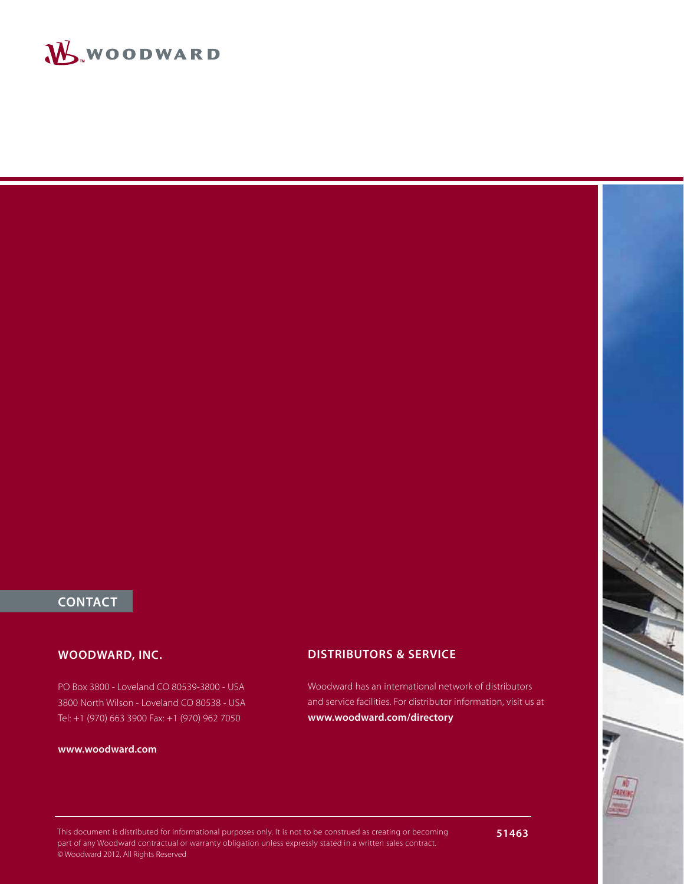WOODWARD

## CONTACT

### WOODWARD, INC.

PO Box 3800 - Loveland CO 80539-3800 - USA
3800 North Wilson - Loveland CO 80538 - USA
Tel: +1 (970) 663 3900 Fax: +1 (970) 962 7050

**www.woodward.com**

### DISTRIBUTORS & SERVICE

Woodward has an international network of distributors and service facilities. For distributor information, visit us at **www.woodward.com/directory**

This document is distributed for informational purposes only. It is not to be construed as creating or becoming part of any Woodward contractual or warranty obligation unless expressly stated in a written sales contract.
© Woodward 2012, All Rights Reserved

**51463**